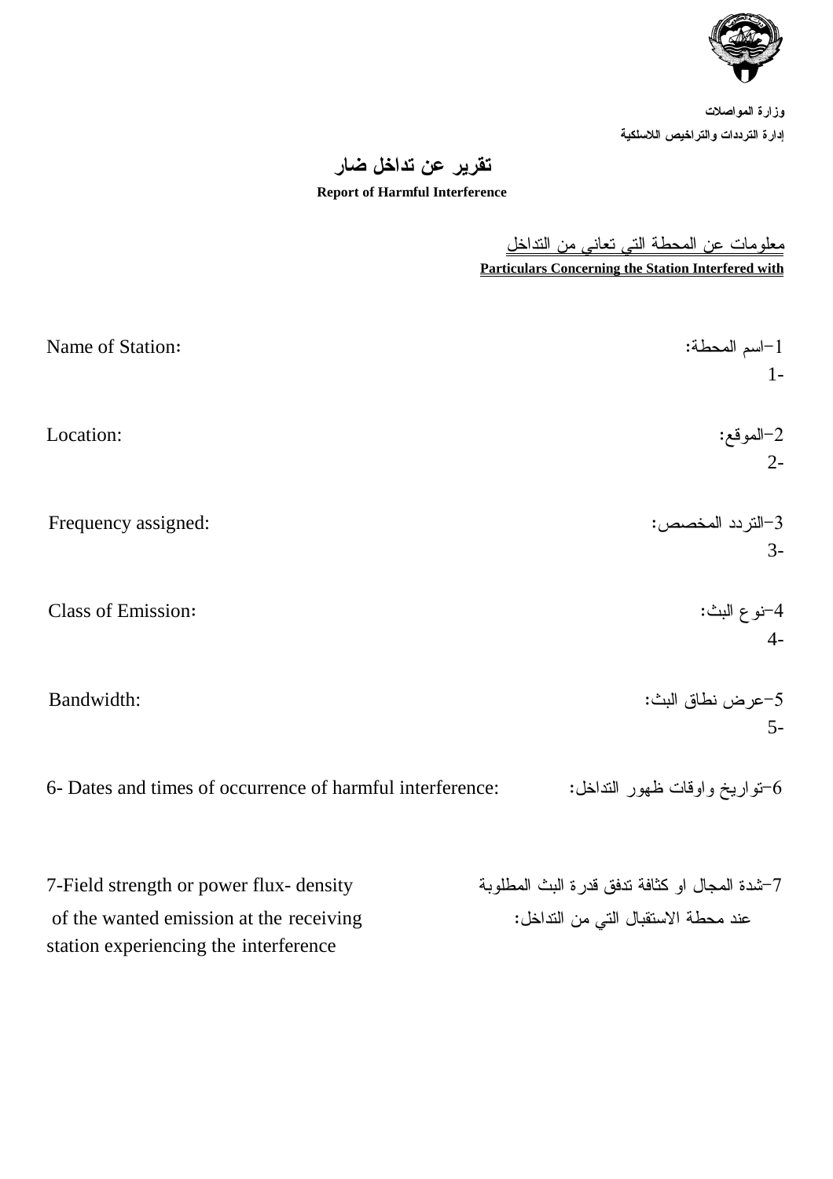**وزارة المواصلات**

**إدارة الترددات والتراخيص اللاسلكية**

# تقرير عن تداخل ضار

**Report of Harmful Interference**

معلومات عن المحطة التي تعاني من التداخل

**Particulars Concerning the Station Interfered with**

Name of Station: 1-اسم المحطة:

1-

Location: 2-الموقع:

2-

Frequency assigned: 3-التردد المخصص:

3-

Class of Emission: 4-نوع البث:

4-

Bandwidth: 5-عرض نطاق البث:

5-

6- Dates and times of occurrence of harmful interference: 6-تواريخ واوقات ظهور التداخل:

7-Field strength or power flux- density of the wanted emission at the receiving station experiencing the interference

7-شدة المجال او كثافة تدفق قدرة البث المطلوبة عند محطة الاستقبال التي من التداخل: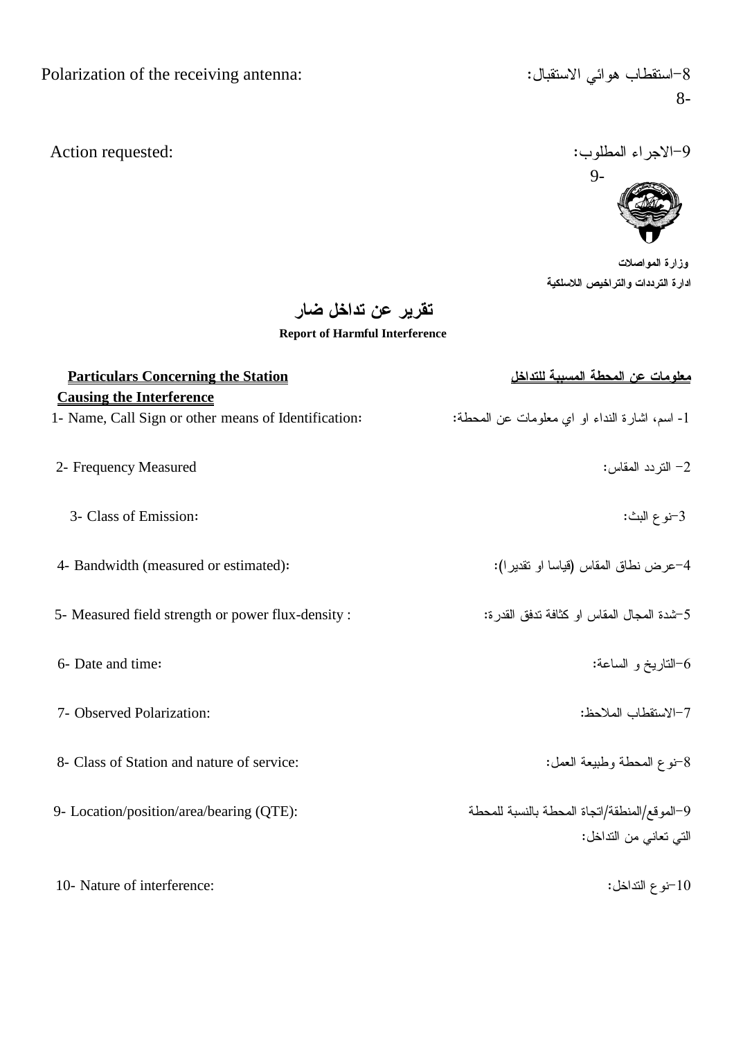Polarization of the receiving antenna: 8-استقطاب هوائي الاستقبال:

8-

Action requested: 9-الاجراء المطلوب:

9-

**وزارة المواصلات**

**ادارة الترددات والتراخيص اللاسلكية**

# تقرير عن تداخل ضار

**Report of Harmful Interference**

| **Particulars Concerning the Station Causing the Interference** | **معلومات عن المحطة المسببة للتداخل** |
|---|---|
| 1- Name, Call Sign or other means of Identification: | 1- اسم، اشارة النداء او اي معلومات عن المحطة: |
| 2- Frequency Measured | 2- التردد المقاس: |
| 3- Class of Emission: | 3-نوع البث: |
| 4- Bandwidth (measured or estimated): | 4-عرض نطاق المقاس (قياسا او تقديرا): |
| 5- Measured field strength or power flux-density : | 5-شدة المجال المقاس او كثافة تدفق القدرة: |
| 6- Date and time: | 6-التاريخ و الساعة: |
| 7- Observed Polarization: | 7-الاستقطاب الملاحظ: |
| 8- Class of Station and nature of service: | 8-نوع المحطة وطبيعة العمل: |
| 9- Location/position/area/bearing (QTE): | 9-الموقع/المنطقة/اتجاه المحطة بالنسبة للمحطة التي تعاني من التداخل: |
| 10- Nature of interference: | 10-نوع التداخل: |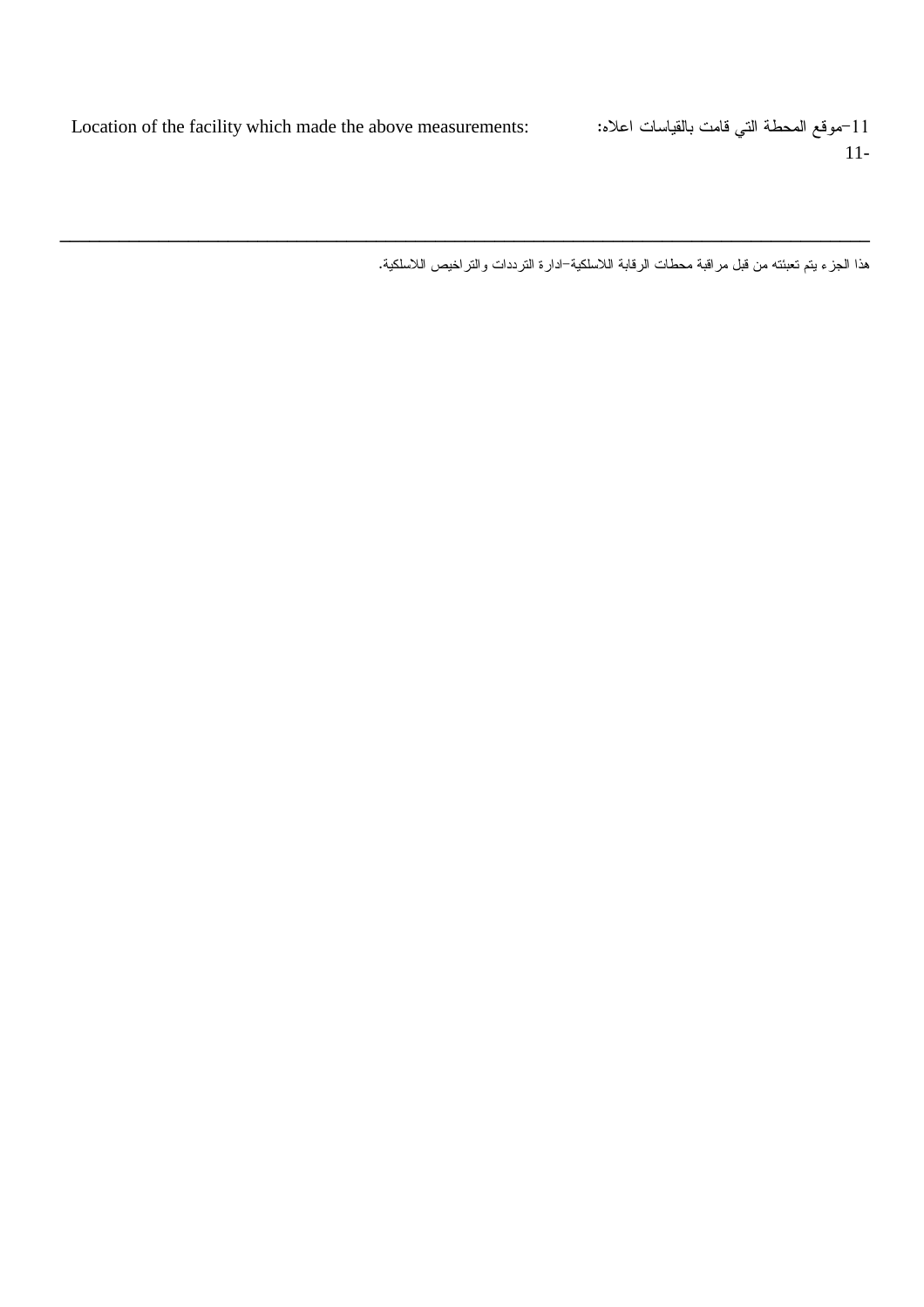Location of the facility which made the above measurements: 11-موقع المحطة التي قامت بالقياسات اعلاه:

11-

---

هذا الجزء يتم تعبئته من قبل مراقبة محطات الرقابة اللاسلكية–ادارة الترددات والتراخيص اللاسلكية.